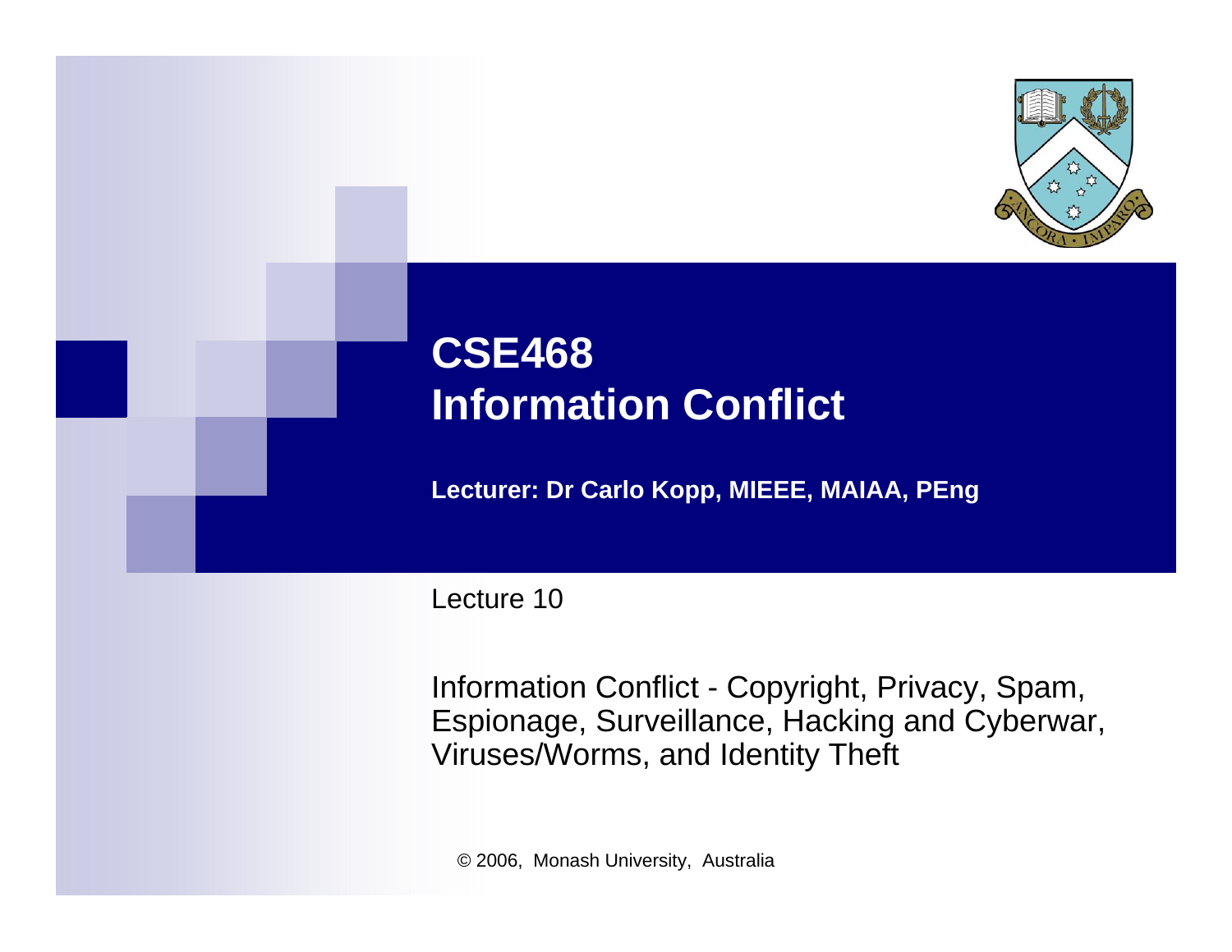# CSE468 Information Conflict

**Lecturer: Dr Carlo Kopp, MIEEE, MAIAA, PEng**

Lecture 10

Information Conflict - Copyright, Privacy, Spam, Espionage, Surveillance, Hacking and Cyberwar, Viruses/Worms, and Identity Theft

© 2006, Monash University, Australia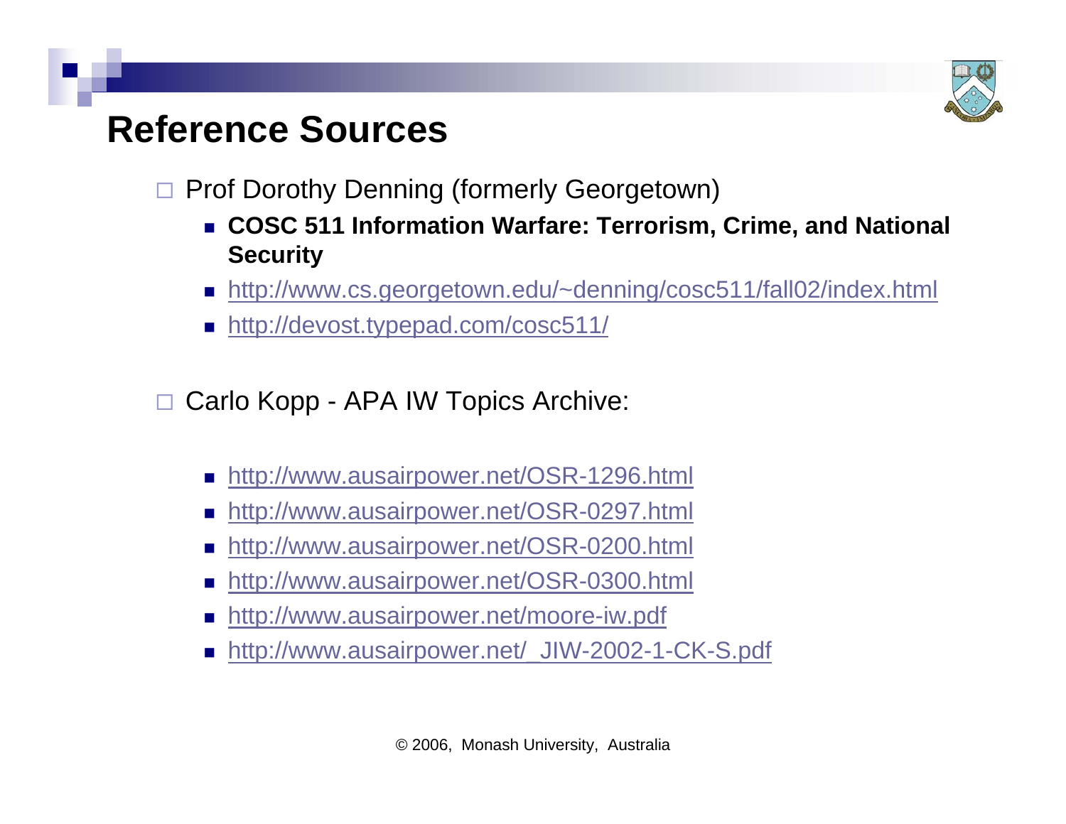# Reference Sources

- Prof Dorothy Denning (formerly Georgetown)
  - **COSC 511 Information Warfare: Terrorism, Crime, and National Security**
  - http://www.cs.georgetown.edu/~denning/cosc511/fall02/index.html
  - http://devost.typepad.com/cosc511/

- Carlo Kopp - APA IW Topics Archive:
  - http://www.ausairpower.net/OSR-1296.html
  - http://www.ausairpower.net/OSR-0297.html
  - http://www.ausairpower.net/OSR-0200.html
  - http://www.ausairpower.net/OSR-0300.html
  - http://www.ausairpower.net/moore-iw.pdf
  - http://www.ausairpower.net/_JIW-2002-1-CK-S.pdf

© 2006, Monash University, Australia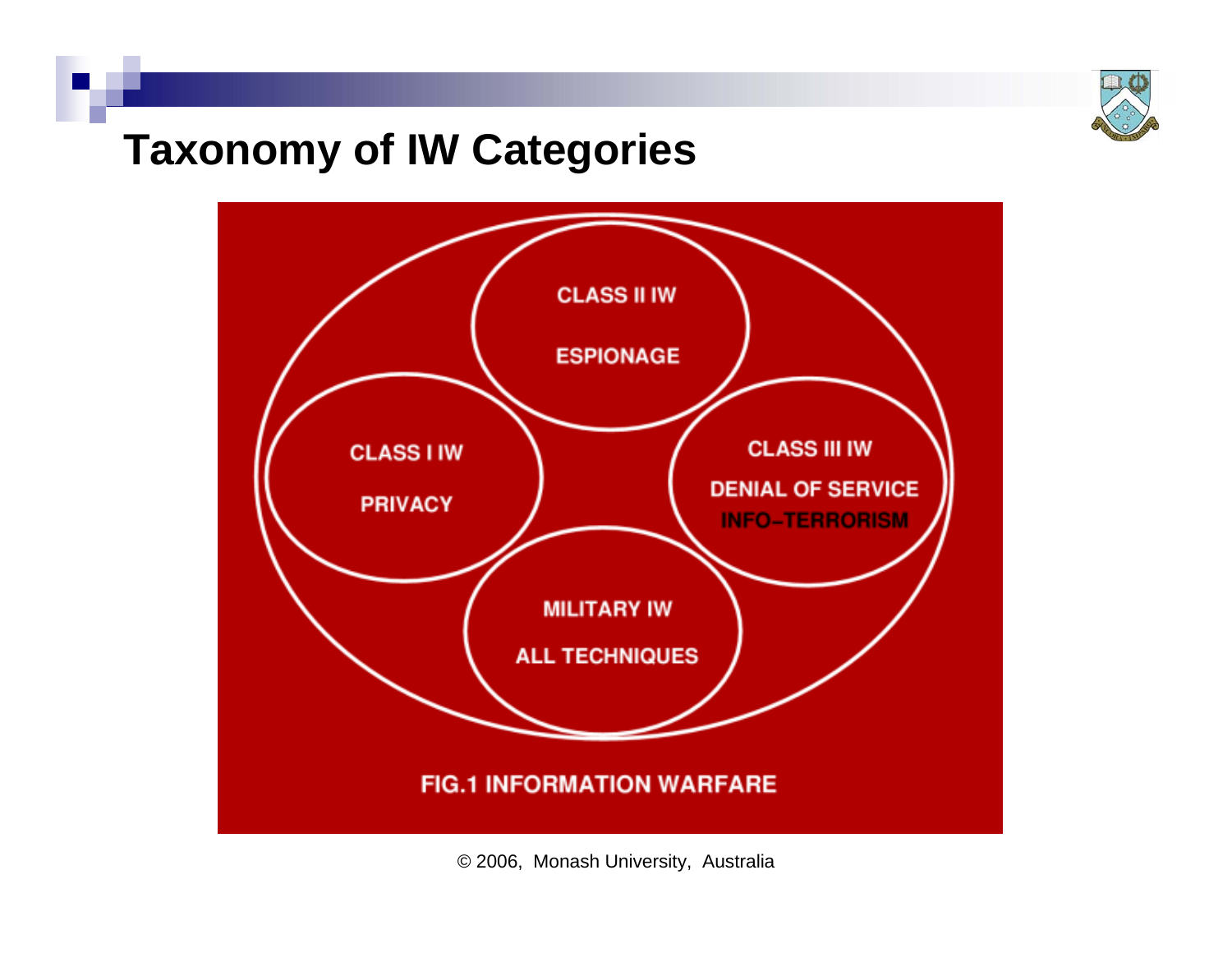# Taxonomy of IW Categories

CLASS II IW

ESPIONAGE

CLASS I IW

PRIVACY

CLASS III IW

DENIAL OF SERVICE

INFO–TERRORISM

MILITARY IW

ALL TECHNIQUES

FIG.1 INFORMATION WARFARE

© 2006, Monash University, Australia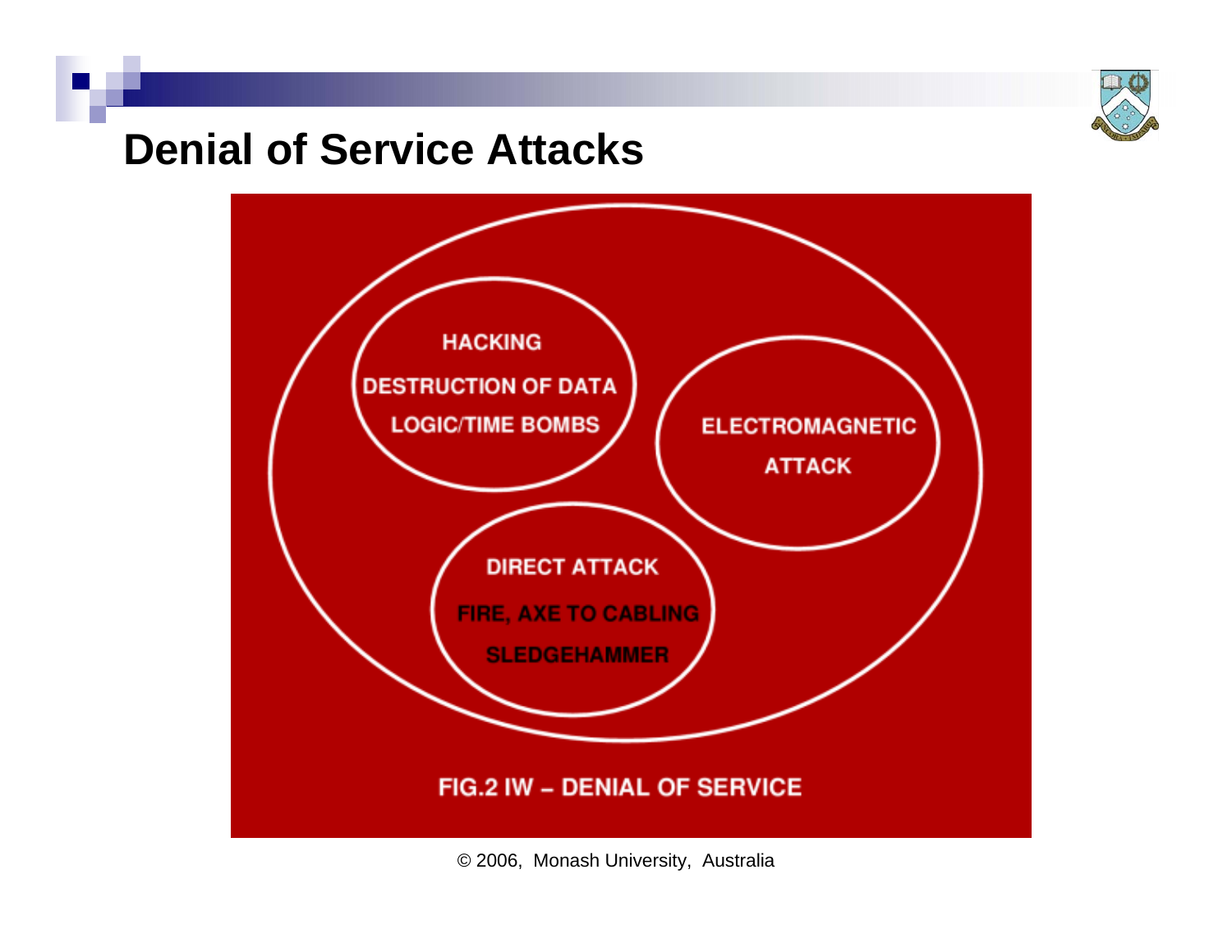# Denial of Service Attacks

HACKING

DESTRUCTION OF DATA

LOGIC/TIME BOMBS

ELECTROMAGNETIC

ATTACK

DIRECT ATTACK

FIRE, AXE TO CABLING

SLEDGEHAMMER

FIG.2 IW – DENIAL OF SERVICE

© 2006, Monash University, Australia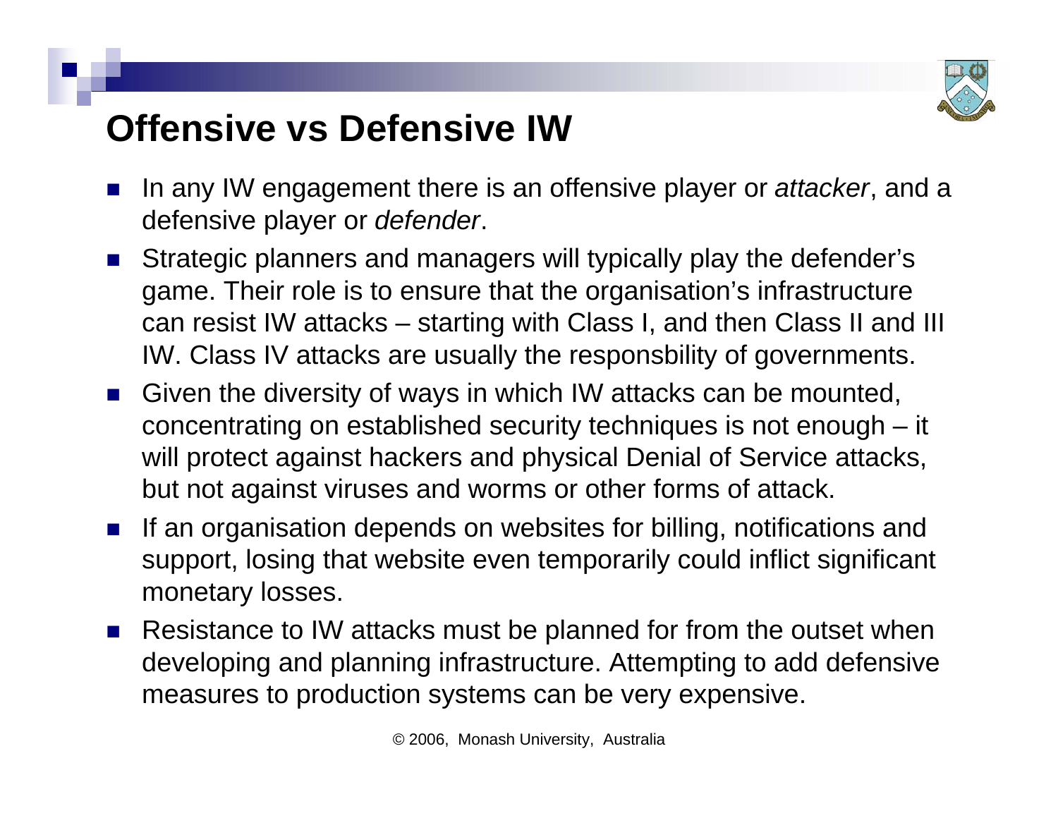# Offensive vs Defensive IW

- In any IW engagement there is an offensive player or *attacker*, and a defensive player or *defender*.
- Strategic planners and managers will typically play the defender's game. Their role is to ensure that the organisation's infrastructure can resist IW attacks – starting with Class I, and then Class II and III IW. Class IV attacks are usually the responsbility of governments.
- Given the diversity of ways in which IW attacks can be mounted, concentrating on established security techniques is not enough – it will protect against hackers and physical Denial of Service attacks, but not against viruses and worms or other forms of attack.
- If an organisation depends on websites for billing, notifications and support, losing that website even temporarily could inflict significant monetary losses.
- Resistance to IW attacks must be planned for from the outset when developing and planning infrastructure. Attempting to add defensive measures to production systems can be very expensive.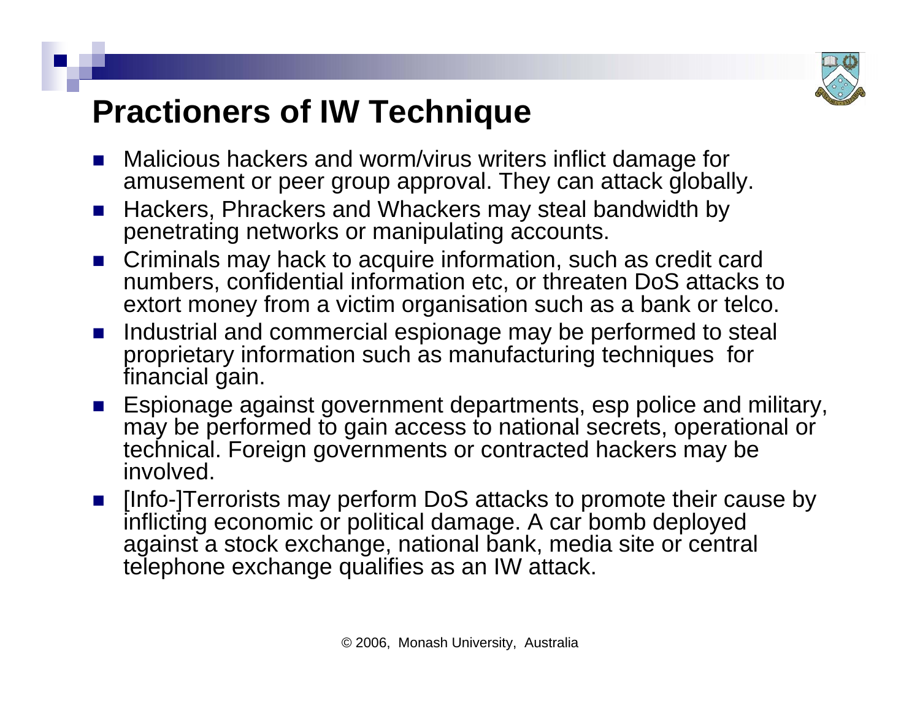# Practioners of IW Technique

- Malicious hackers and worm/virus writers inflict damage for amusement or peer group approval. They can attack globally.
- Hackers, Phrackers and Whackers may steal bandwidth by penetrating networks or manipulating accounts.
- Criminals may hack to acquire information, such as credit card numbers, confidential information etc, or threaten DoS attacks to extort money from a victim organisation such as a bank or telco.
- Industrial and commercial espionage may be performed to steal proprietary information such as manufacturing techniques for financial gain.
- Espionage against government departments, esp police and military, may be performed to gain access to national secrets, operational or technical. Foreign governments or contracted hackers may be involved.
- [Info-]Terrorists may perform DoS attacks to promote their cause by inflicting economic or political damage. A car bomb deployed against a stock exchange, national bank, media site or central telephone exchange qualifies as an IW attack.

© 2006, Monash University, Australia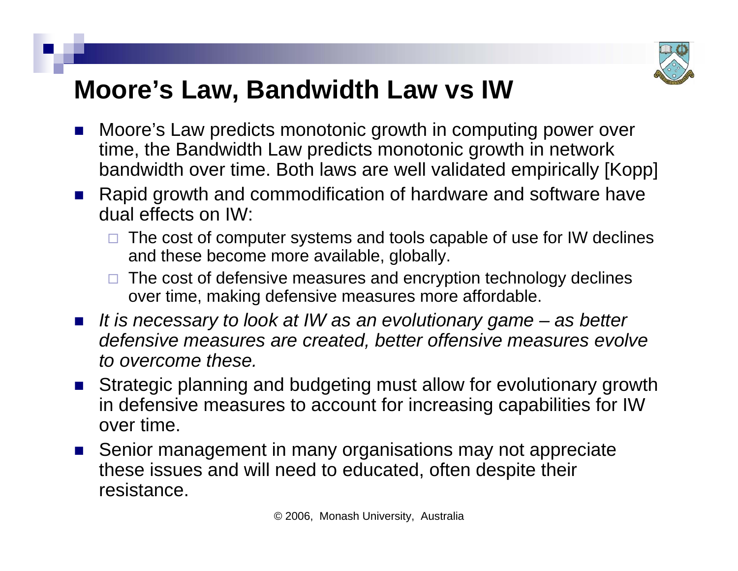# Moore's Law, Bandwidth Law vs IW

- Moore's Law predicts monotonic growth in computing power over time, the Bandwidth Law predicts monotonic growth in network bandwidth over time. Both laws are well validated empirically [Kopp]
- Rapid growth and commodification of hardware and software have dual effects on IW:
  - The cost of computer systems and tools capable of use for IW declines and these become more available, globally.
  - The cost of defensive measures and encryption technology declines over time, making defensive measures more affordable.
- *It is necessary to look at IW as an evolutionary game – as better defensive measures are created, better offensive measures evolve to overcome these.*
- Strategic planning and budgeting must allow for evolutionary growth in defensive measures to account for increasing capabilities for IW over time.
- Senior management in many organisations may not appreciate these issues and will need to educated, often despite their resistance.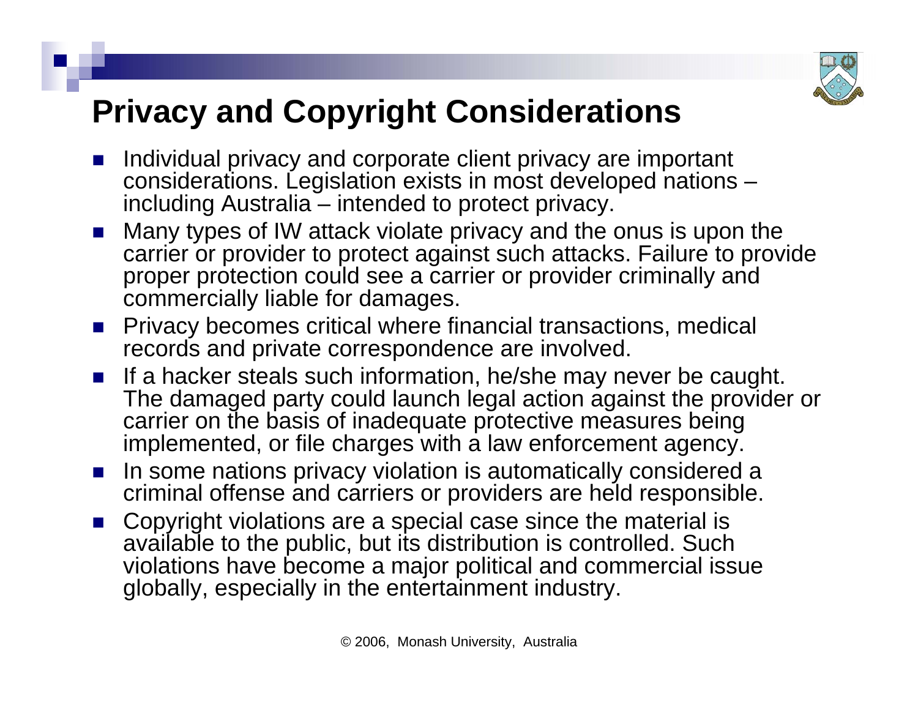# Privacy and Copyright Considerations

- Individual privacy and corporate client privacy are important considerations. Legislation exists in most developed nations – including Australia – intended to protect privacy.
- Many types of IW attack violate privacy and the onus is upon the carrier or provider to protect against such attacks. Failure to provide proper protection could see a carrier or provider criminally and commercially liable for damages.
- Privacy becomes critical where financial transactions, medical records and private correspondence are involved.
- If a hacker steals such information, he/she may never be caught. The damaged party could launch legal action against the provider or carrier on the basis of inadequate protective measures being implemented, or file charges with a law enforcement agency.
- In some nations privacy violation is automatically considered a criminal offense and carriers or providers are held responsible.
- Copyright violations are a special case since the material is available to the public, but its distribution is controlled. Such violations have become a major political and commercial issue globally, especially in the entertainment industry.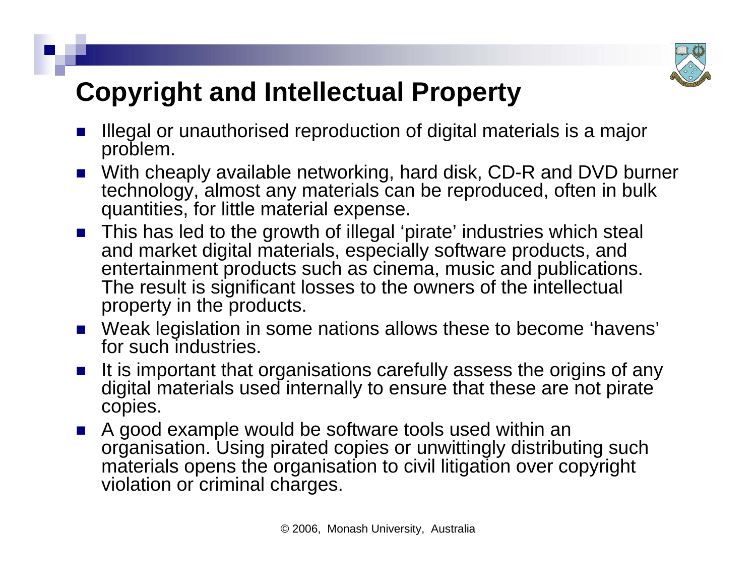# Copyright and Intellectual Property

- Illegal or unauthorised reproduction of digital materials is a major problem.
- With cheaply available networking, hard disk, CD-R and DVD burner technology, almost any materials can be reproduced, often in bulk quantities, for little material expense.
- This has led to the growth of illegal 'pirate' industries which steal and market digital materials, especially software products, and entertainment products such as cinema, music and publications. The result is significant losses to the owners of the intellectual property in the products.
- Weak legislation in some nations allows these to become 'havens' for such industries.
- It is important that organisations carefully assess the origins of any digital materials used internally to ensure that these are not pirate copies.
- A good example would be software tools used within an organisation. Using pirated copies or unwittingly distributing such materials opens the organisation to civil litigation over copyright violation or criminal charges.

© 2006, Monash University, Australia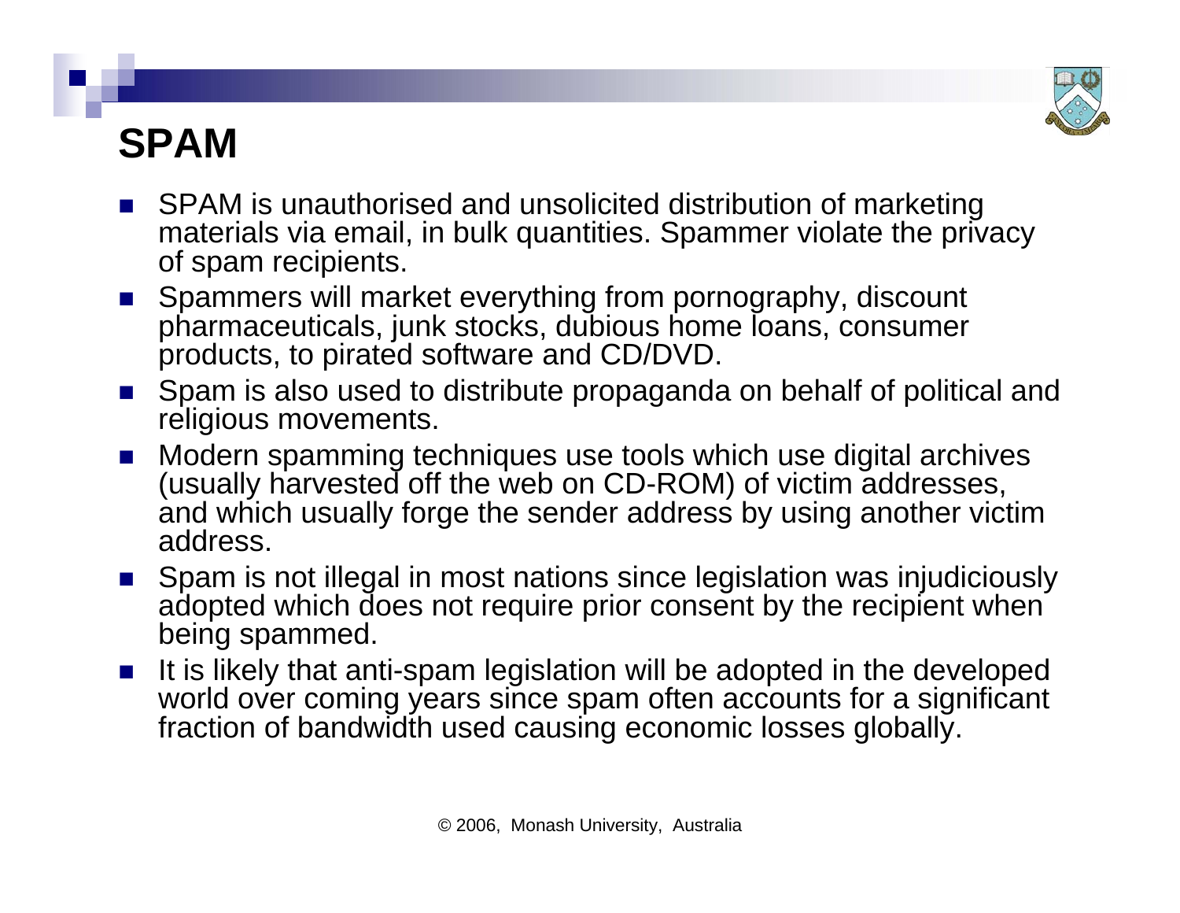# SPAM

- SPAM is unauthorised and unsolicited distribution of marketing materials via email, in bulk quantities. Spammer violate the privacy of spam recipients.
- Spammers will market everything from pornography, discount pharmaceuticals, junk stocks, dubious home loans, consumer products, to pirated software and CD/DVD.
- Spam is also used to distribute propaganda on behalf of political and religious movements.
- Modern spamming techniques use tools which use digital archives (usually harvested off the web on CD-ROM) of victim addresses, and which usually forge the sender address by using another victim address.
- Spam is not illegal in most nations since legislation was injudiciously adopted which does not require prior consent by the recipient when being spammed.
- It is likely that anti-spam legislation will be adopted in the developed world over coming years since spam often accounts for a significant fraction of bandwidth used causing economic losses globally.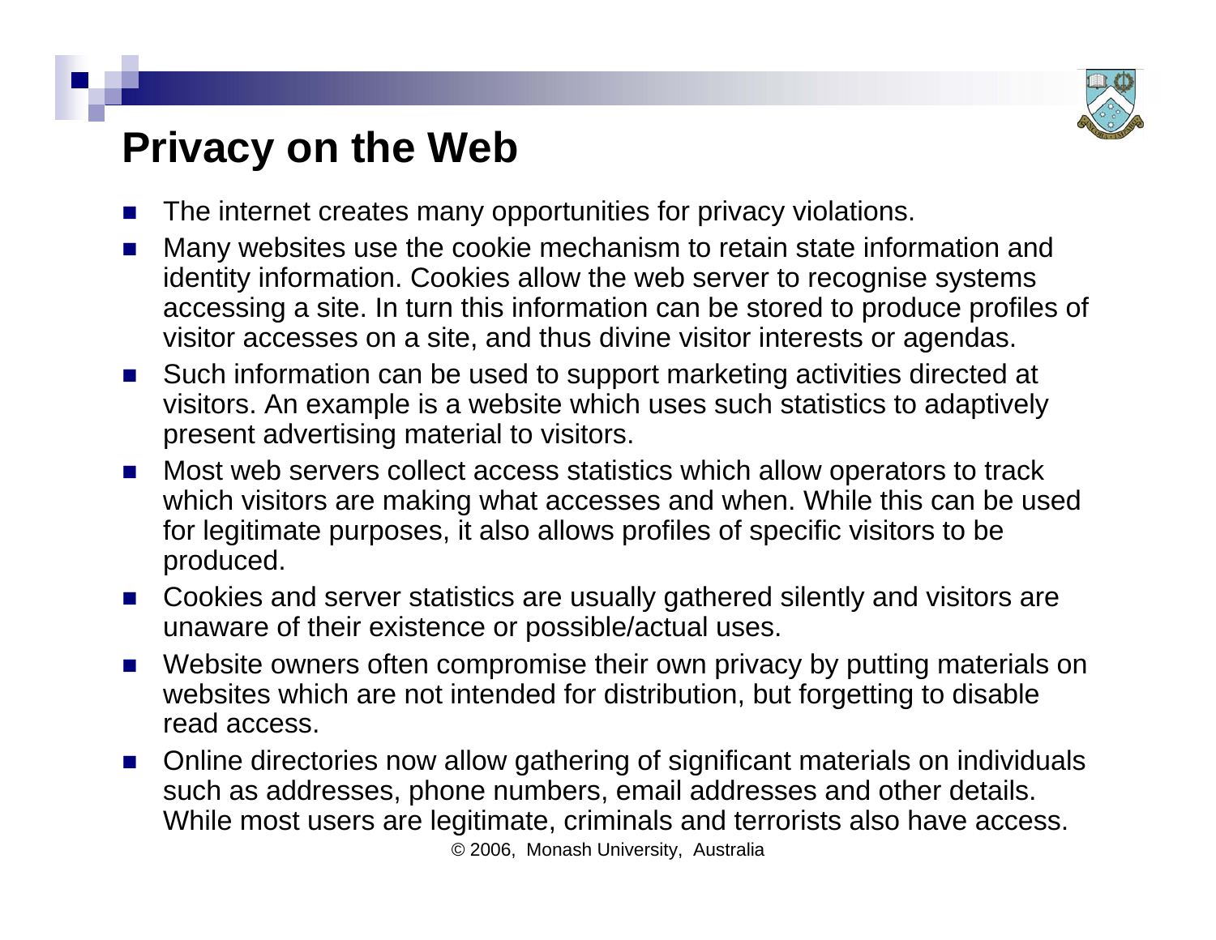# Privacy on the Web

- The internet creates many opportunities for privacy violations.
- Many websites use the cookie mechanism to retain state information and identity information. Cookies allow the web server to recognise systems accessing a site. In turn this information can be stored to produce profiles of visitor accesses on a site, and thus divine visitor interests or agendas.
- Such information can be used to support marketing activities directed at visitors. An example is a website which uses such statistics to adaptively present advertising material to visitors.
- Most web servers collect access statistics which allow operators to track which visitors are making what accesses and when. While this can be used for legitimate purposes, it also allows profiles of specific visitors to be produced.
- Cookies and server statistics are usually gathered silently and visitors are unaware of their existence or possible/actual uses.
- Website owners often compromise their own privacy by putting materials on websites which are not intended for distribution, but forgetting to disable read access.
- Online directories now allow gathering of significant materials on individuals such as addresses, phone numbers, email addresses and other details. While most users are legitimate, criminals and terrorists also have access.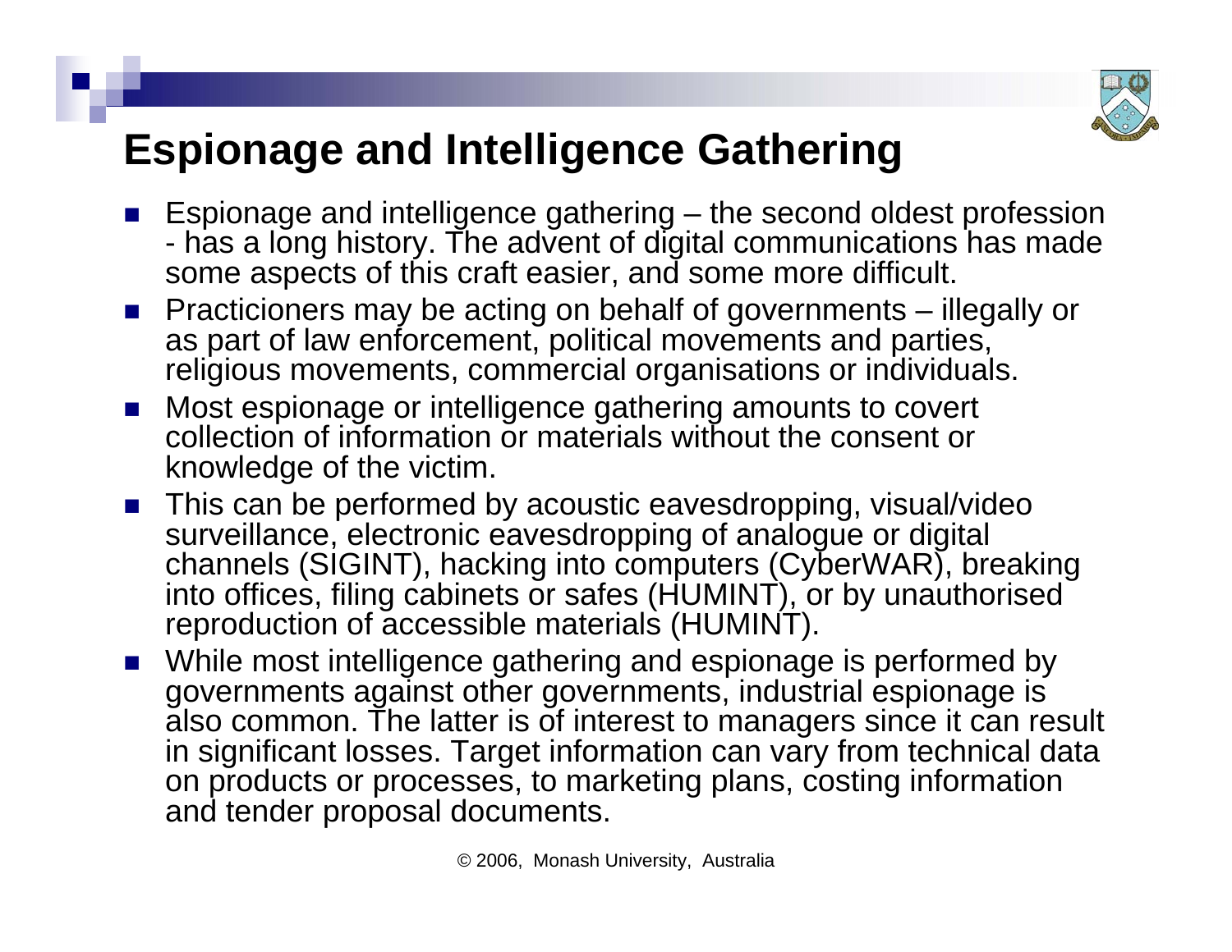# Espionage and Intelligence Gathering

- Espionage and intelligence gathering – the second oldest profession - has a long history. The advent of digital communications has made some aspects of this craft easier, and some more difficult.
- Practicioners may be acting on behalf of governments – illegally or as part of law enforcement, political movements and parties, religious movements, commercial organisations or individuals.
- Most espionage or intelligence gathering amounts to covert collection of information or materials without the consent or knowledge of the victim.
- This can be performed by acoustic eavesdropping, visual/video surveillance, electronic eavesdropping of analogue or digital channels (SIGINT), hacking into computers (CyberWAR), breaking into offices, filing cabinets or safes (HUMINT), or by unauthorised reproduction of accessible materials (HUMINT).
- While most intelligence gathering and espionage is performed by governments against other governments, industrial espionage is also common. The latter is of interest to managers since it can result in significant losses. Target information can vary from technical data on products or processes, to marketing plans, costing information and tender proposal documents.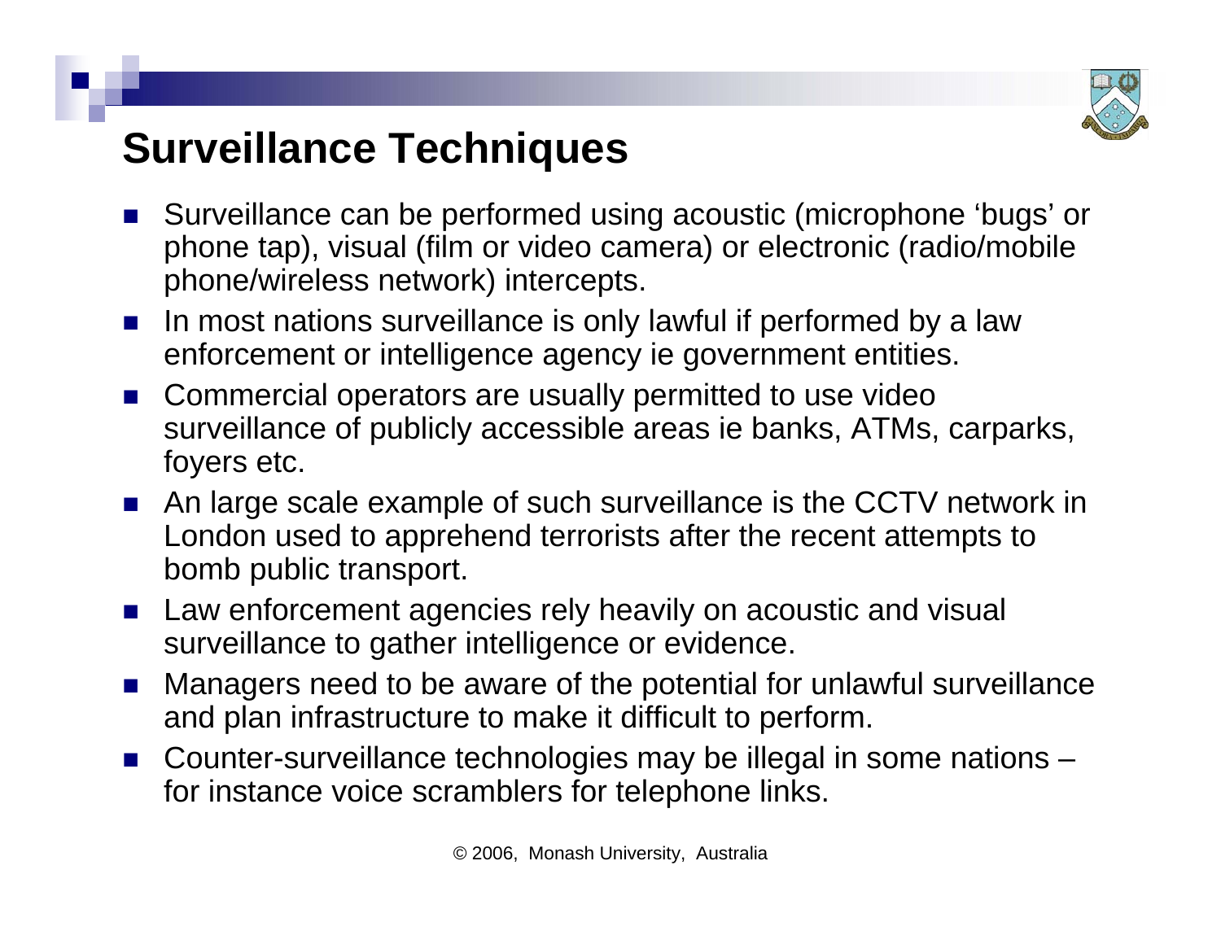# Surveillance Techniques

- Surveillance can be performed using acoustic (microphone 'bugs' or phone tap), visual (film or video camera) or electronic (radio/mobile phone/wireless network) intercepts.
- In most nations surveillance is only lawful if performed by a law enforcement or intelligence agency ie government entities.
- Commercial operators are usually permitted to use video surveillance of publicly accessible areas ie banks, ATMs, carparks, foyers etc.
- An large scale example of such surveillance is the CCTV network in London used to apprehend terrorists after the recent attempts to bomb public transport.
- Law enforcement agencies rely heavily on acoustic and visual surveillance to gather intelligence or evidence.
- Managers need to be aware of the potential for unlawful surveillance and plan infrastructure to make it difficult to perform.
- Counter-surveillance technologies may be illegal in some nations – for instance voice scramblers for telephone links.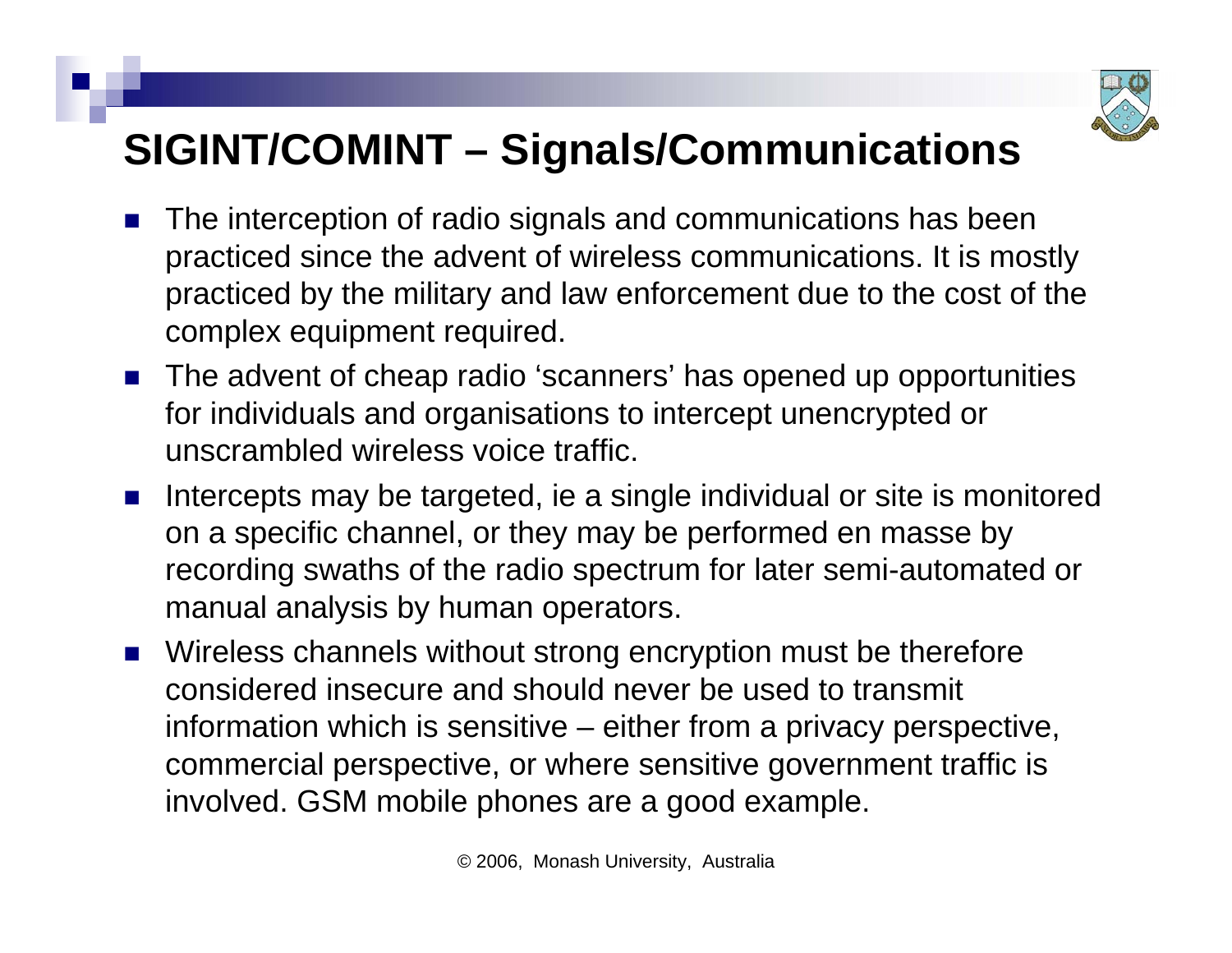# SIGINT/COMINT – Signals/Communications

- The interception of radio signals and communications has been practiced since the advent of wireless communications. It is mostly practiced by the military and law enforcement due to the cost of the complex equipment required.
- The advent of cheap radio 'scanners' has opened up opportunities for individuals and organisations to intercept unencrypted or unscrambled wireless voice traffic.
- Intercepts may be targeted, ie a single individual or site is monitored on a specific channel, or they may be performed en masse by recording swaths of the radio spectrum for later semi-automated or manual analysis by human operators.
- Wireless channels without strong encryption must be therefore considered insecure and should never be used to transmit information which is sensitive – either from a privacy perspective, commercial perspective, or where sensitive government traffic is involved. GSM mobile phones are a good example.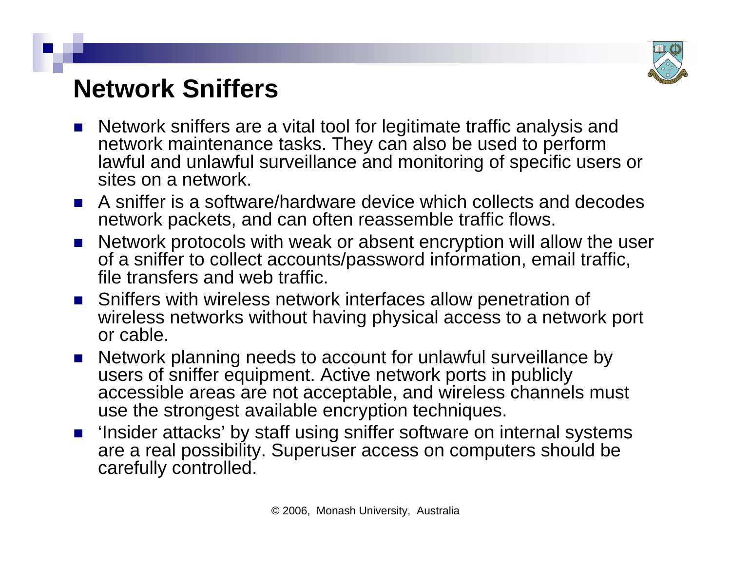# Network Sniffers

- Network sniffers are a vital tool for legitimate traffic analysis and network maintenance tasks. They can also be used to perform lawful and unlawful surveillance and monitoring of specific users or sites on a network.
- A sniffer is a software/hardware device which collects and decodes network packets, and can often reassemble traffic flows.
- Network protocols with weak or absent encryption will allow the user of a sniffer to collect accounts/password information, email traffic, file transfers and web traffic.
- Sniffers with wireless network interfaces allow penetration of wireless networks without having physical access to a network port or cable.
- Network planning needs to account for unlawful surveillance by users of sniffer equipment. Active network ports in publicly accessible areas are not acceptable, and wireless channels must use the strongest available encryption techniques.
- 'Insider attacks' by staff using sniffer software on internal systems are a real possibility. Superuser access on computers should be carefully controlled.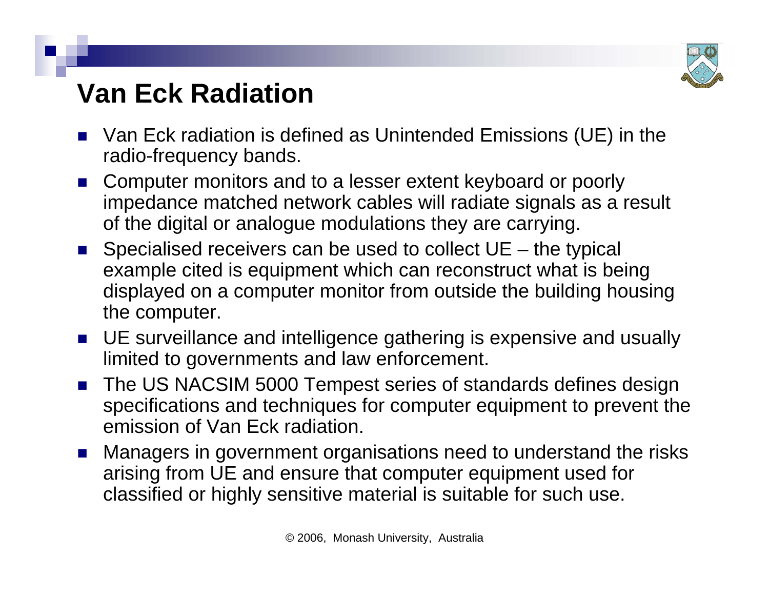# Van Eck Radiation

- Van Eck radiation is defined as Unintended Emissions (UE) in the radio-frequency bands.
- Computer monitors and to a lesser extent keyboard or poorly impedance matched network cables will radiate signals as a result of the digital or analogue modulations they are carrying.
- Specialised receivers can be used to collect UE – the typical example cited is equipment which can reconstruct what is being displayed on a computer monitor from outside the building housing the computer.
- UE surveillance and intelligence gathering is expensive and usually limited to governments and law enforcement.
- The US NACSIM 5000 Tempest series of standards defines design specifications and techniques for computer equipment to prevent the emission of Van Eck radiation.
- Managers in government organisations need to understand the risks arising from UE and ensure that computer equipment used for classified or highly sensitive material is suitable for such use.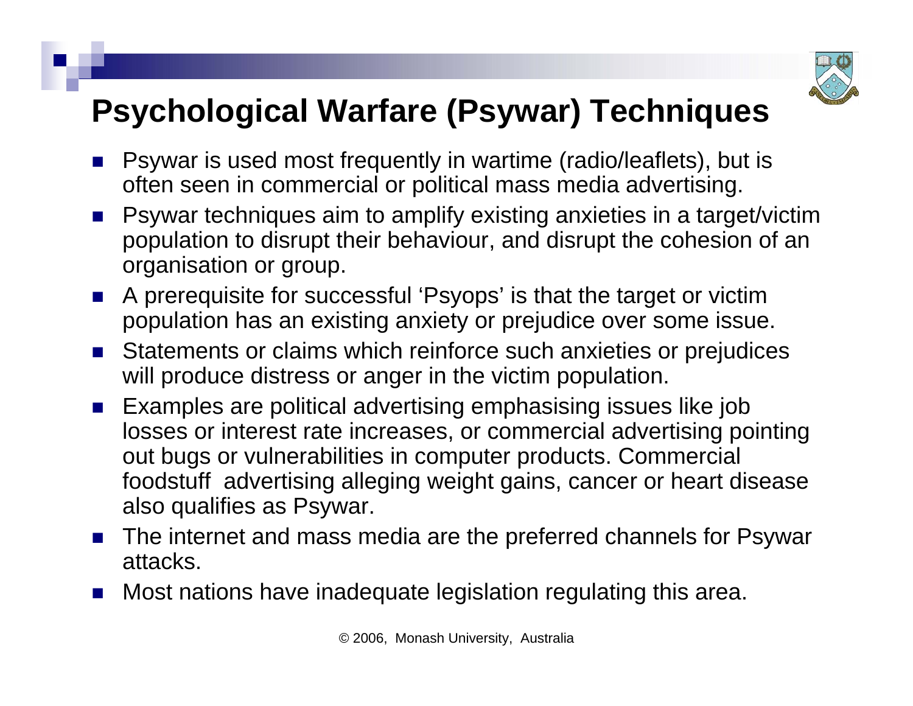# Psychological Warfare (Psywar) Techniques

- Psywar is used most frequently in wartime (radio/leaflets), but is often seen in commercial or political mass media advertising.
- Psywar techniques aim to amplify existing anxieties in a target/victim population to disrupt their behaviour, and disrupt the cohesion of an organisation or group.
- A prerequisite for successful 'Psyops' is that the target or victim population has an existing anxiety or prejudice over some issue.
- Statements or claims which reinforce such anxieties or prejudices will produce distress or anger in the victim population.
- Examples are political advertising emphasising issues like job losses or interest rate increases, or commercial advertising pointing out bugs or vulnerabilities in computer products. Commercial foodstuff advertising alleging weight gains, cancer or heart disease also qualifies as Psywar.
- The internet and mass media are the preferred channels for Psywar attacks.
- Most nations have inadequate legislation regulating this area.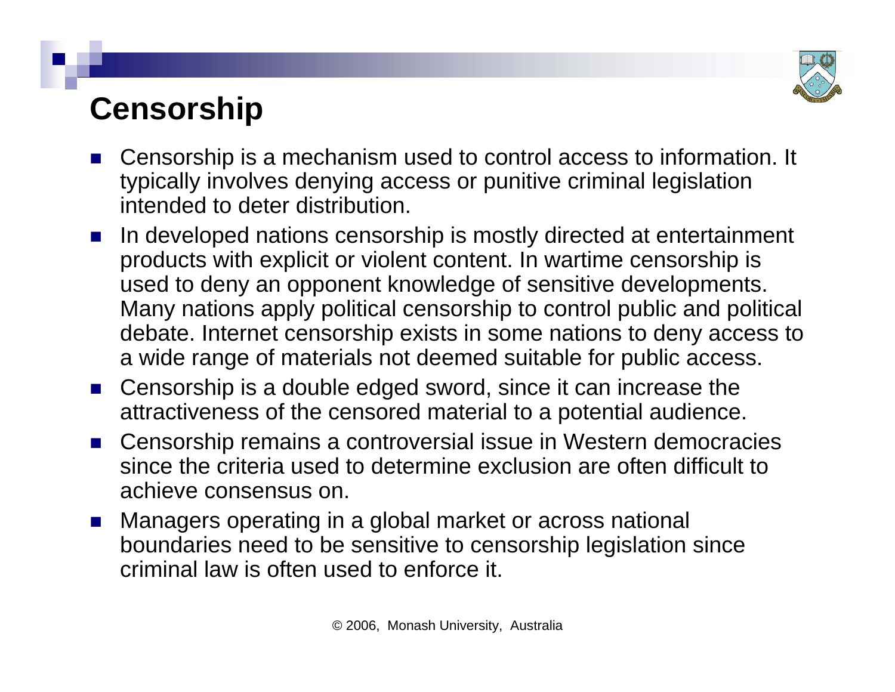# Censorship

- Censorship is a mechanism used to control access to information. It typically involves denying access or punitive criminal legislation intended to deter distribution.
- In developed nations censorship is mostly directed at entertainment products with explicit or violent content. In wartime censorship is used to deny an opponent knowledge of sensitive developments. Many nations apply political censorship to control public and political debate. Internet censorship exists in some nations to deny access to a wide range of materials not deemed suitable for public access.
- Censorship is a double edged sword, since it can increase the attractiveness of the censored material to a potential audience.
- Censorship remains a controversial issue in Western democracies since the criteria used to determine exclusion are often difficult to achieve consensus on.
- Managers operating in a global market or across national boundaries need to be sensitive to censorship legislation since criminal law is often used to enforce it.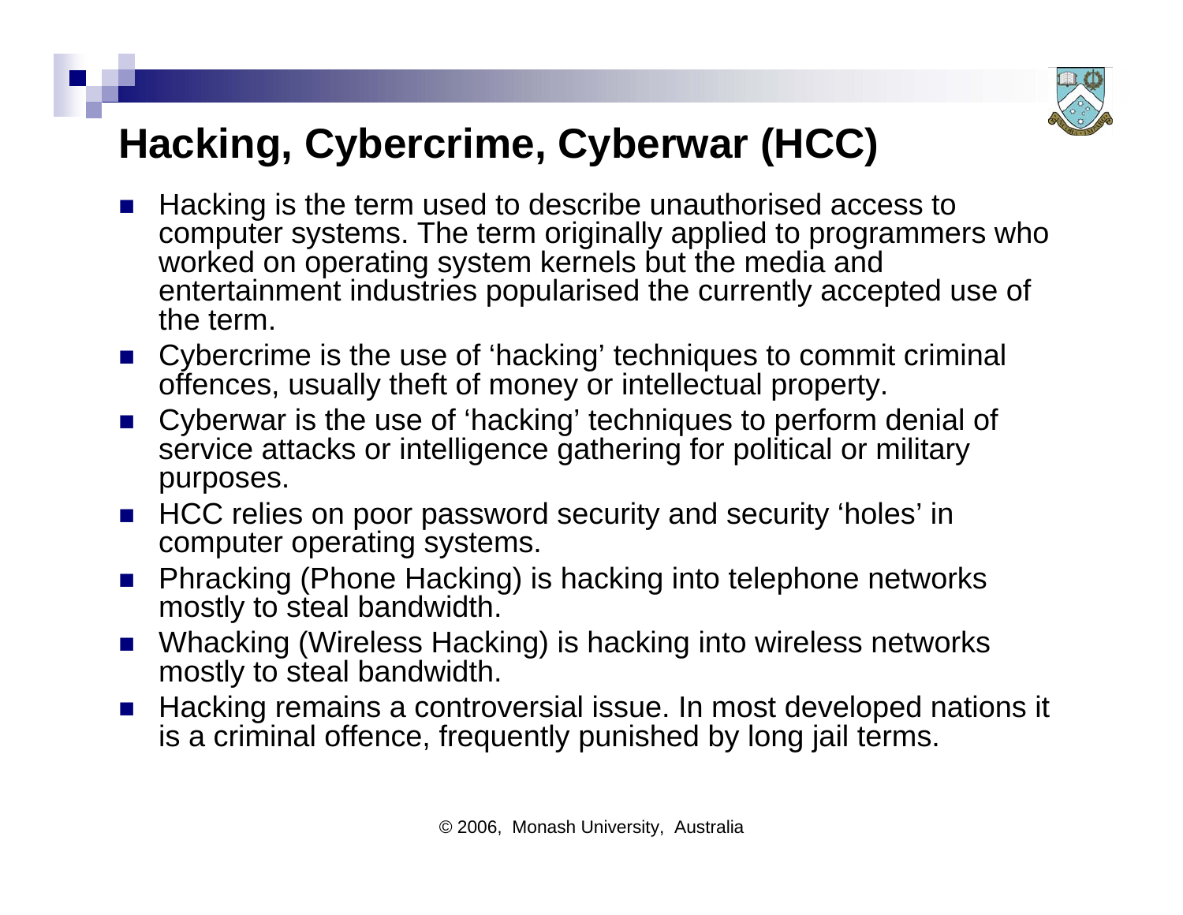# Hacking, Cybercrime, Cyberwar (HCC)

- Hacking is the term used to describe unauthorised access to computer systems. The term originally applied to programmers who worked on operating system kernels but the media and entertainment industries popularised the currently accepted use of the term.
- Cybercrime is the use of 'hacking' techniques to commit criminal offences, usually theft of money or intellectual property.
- Cyberwar is the use of 'hacking' techniques to perform denial of service attacks or intelligence gathering for political or military purposes.
- HCC relies on poor password security and security 'holes' in computer operating systems.
- Phracking (Phone Hacking) is hacking into telephone networks mostly to steal bandwidth.
- Whacking (Wireless Hacking) is hacking into wireless networks mostly to steal bandwidth.
- Hacking remains a controversial issue. In most developed nations it is a criminal offence, frequently punished by long jail terms.

© 2006, Monash University, Australia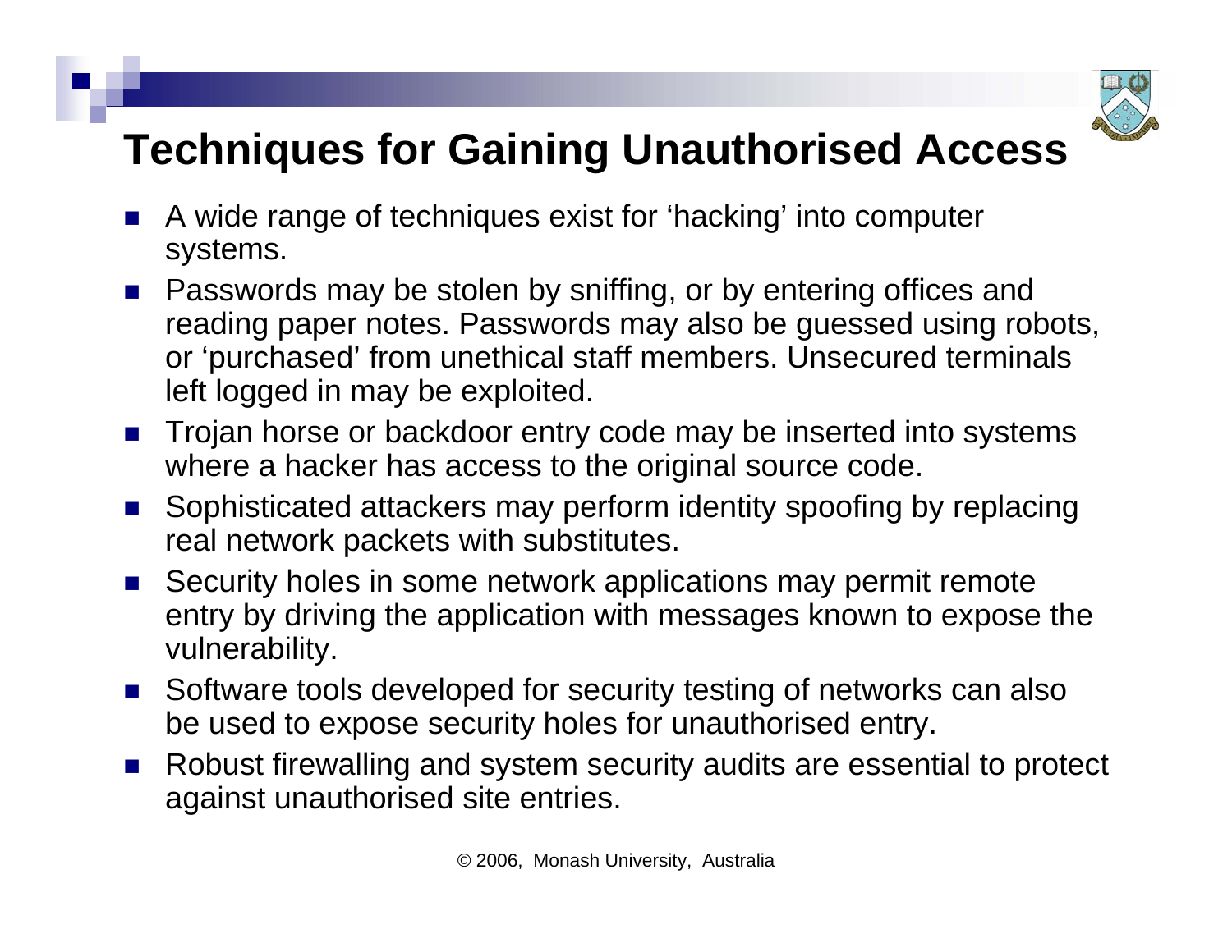# Techniques for Gaining Unauthorised Access

- A wide range of techniques exist for 'hacking' into computer systems.
- Passwords may be stolen by sniffing, or by entering offices and reading paper notes. Passwords may also be guessed using robots, or 'purchased' from unethical staff members. Unsecured terminals left logged in may be exploited.
- Trojan horse or backdoor entry code may be inserted into systems where a hacker has access to the original source code.
- Sophisticated attackers may perform identity spoofing by replacing real network packets with substitutes.
- Security holes in some network applications may permit remote entry by driving the application with messages known to expose the vulnerability.
- Software tools developed for security testing of networks can also be used to expose security holes for unauthorised entry.
- Robust firewalling and system security audits are essential to protect against unauthorised site entries.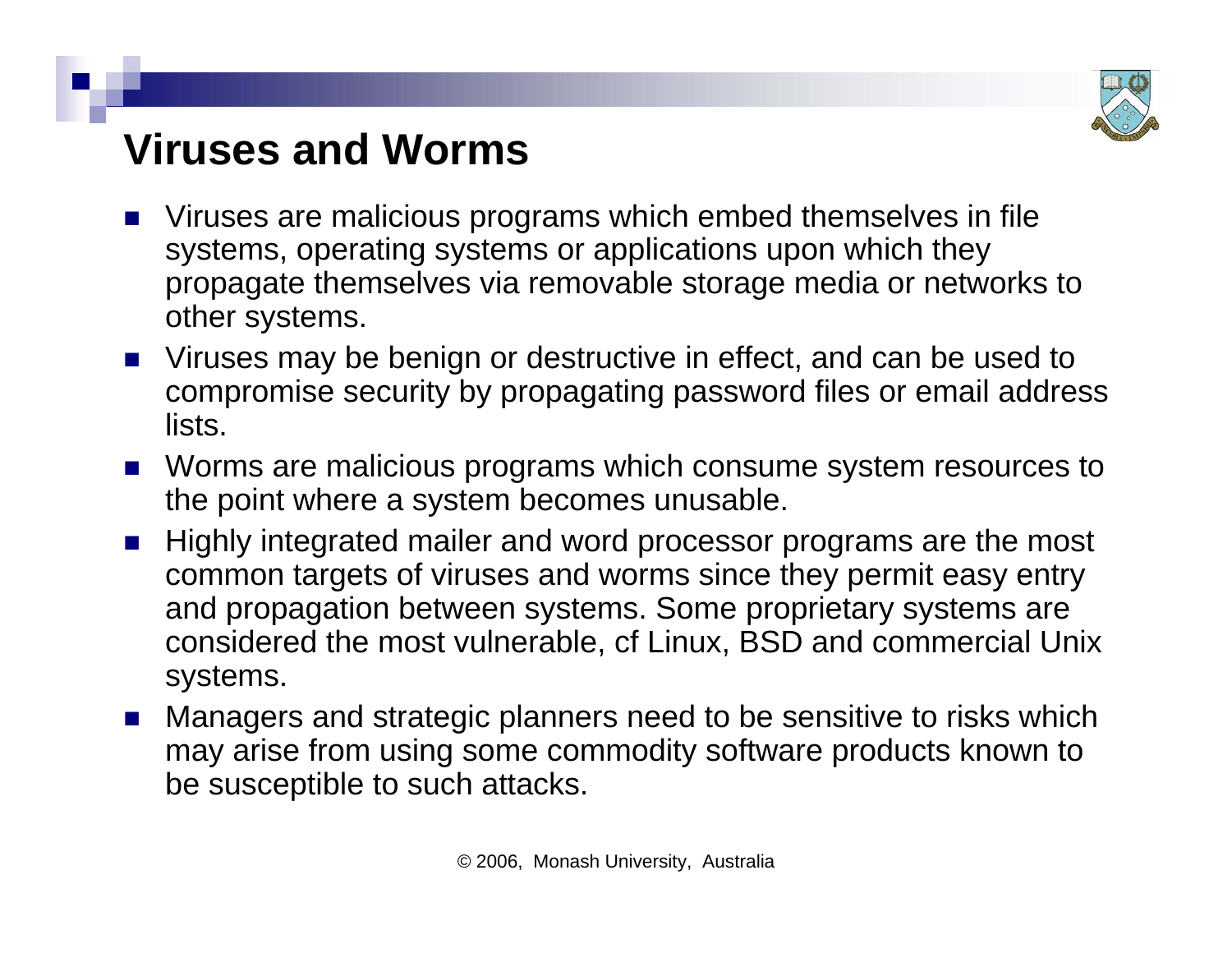# Viruses and Worms

- Viruses are malicious programs which embed themselves in file systems, operating systems or applications upon which they propagate themselves via removable storage media or networks to other systems.
- Viruses may be benign or destructive in effect, and can be used to compromise security by propagating password files or email address lists.
- Worms are malicious programs which consume system resources to the point where a system becomes unusable.
- Highly integrated mailer and word processor programs are the most common targets of viruses and worms since they permit easy entry and propagation between systems. Some proprietary systems are considered the most vulnerable, cf Linux, BSD and commercial Unix systems.
- Managers and strategic planners need to be sensitive to risks which may arise from using some commodity software products known to be susceptible to such attacks.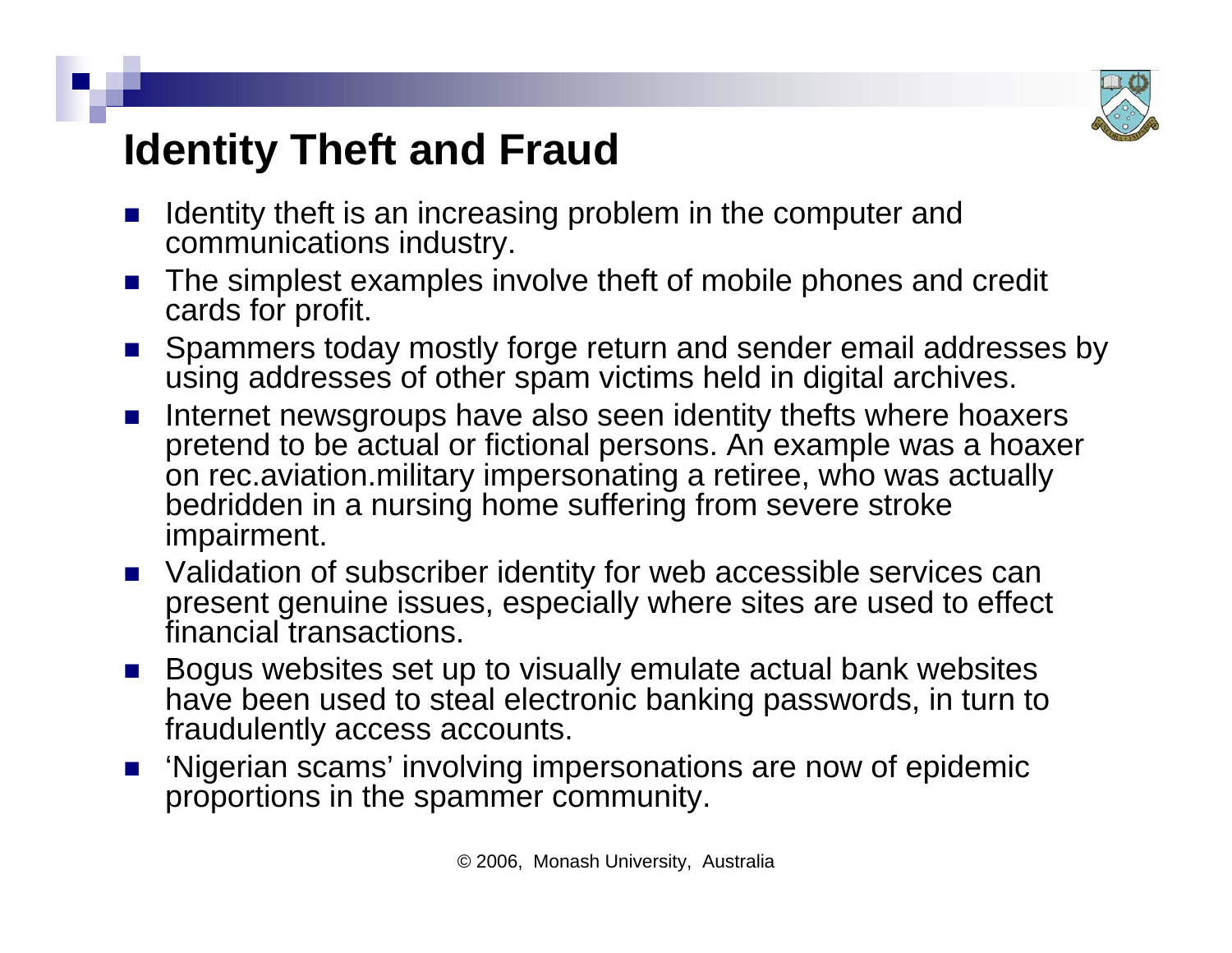# Identity Theft and Fraud

- Identity theft is an increasing problem in the computer and communications industry.
- The simplest examples involve theft of mobile phones and credit cards for profit.
- Spammers today mostly forge return and sender email addresses by using addresses of other spam victims held in digital archives.
- Internet newsgroups have also seen identity thefts where hoaxers pretend to be actual or fictional persons. An example was a hoaxer on rec.aviation.military impersonating a retiree, who was actually bedridden in a nursing home suffering from severe stroke impairment.
- Validation of subscriber identity for web accessible services can present genuine issues, especially where sites are used to effect financial transactions.
- Bogus websites set up to visually emulate actual bank websites have been used to steal electronic banking passwords, in turn to fraudulently access accounts.
- 'Nigerian scams' involving impersonations are now of epidemic proportions in the spammer community.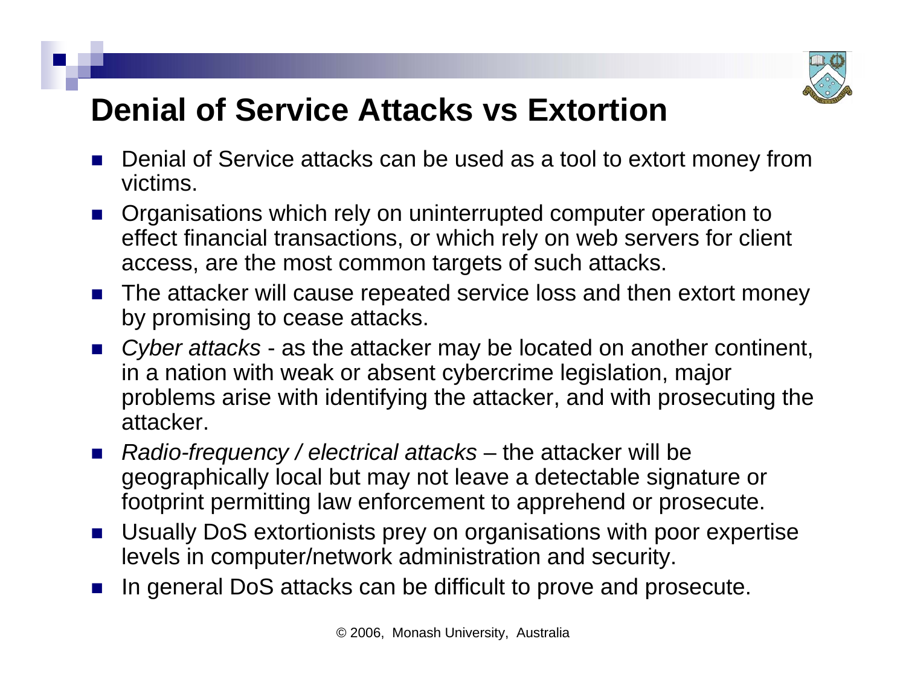# Denial of Service Attacks vs Extortion

- Denial of Service attacks can be used as a tool to extort money from victims.
- Organisations which rely on uninterrupted computer operation to effect financial transactions, or which rely on web servers for client access, are the most common targets of such attacks.
- The attacker will cause repeated service loss and then extort money by promising to cease attacks.
- *Cyber attacks* - as the attacker may be located on another continent, in a nation with weak or absent cybercrime legislation, major problems arise with identifying the attacker, and with prosecuting the attacker.
- *Radio-frequency / electrical attacks* – the attacker will be geographically local but may not leave a detectable signature or footprint permitting law enforcement to apprehend or prosecute.
- Usually DoS extortionists prey on organisations with poor expertise levels in computer/network administration and security.
- In general DoS attacks can be difficult to prove and prosecute.

© 2006, Monash University, Australia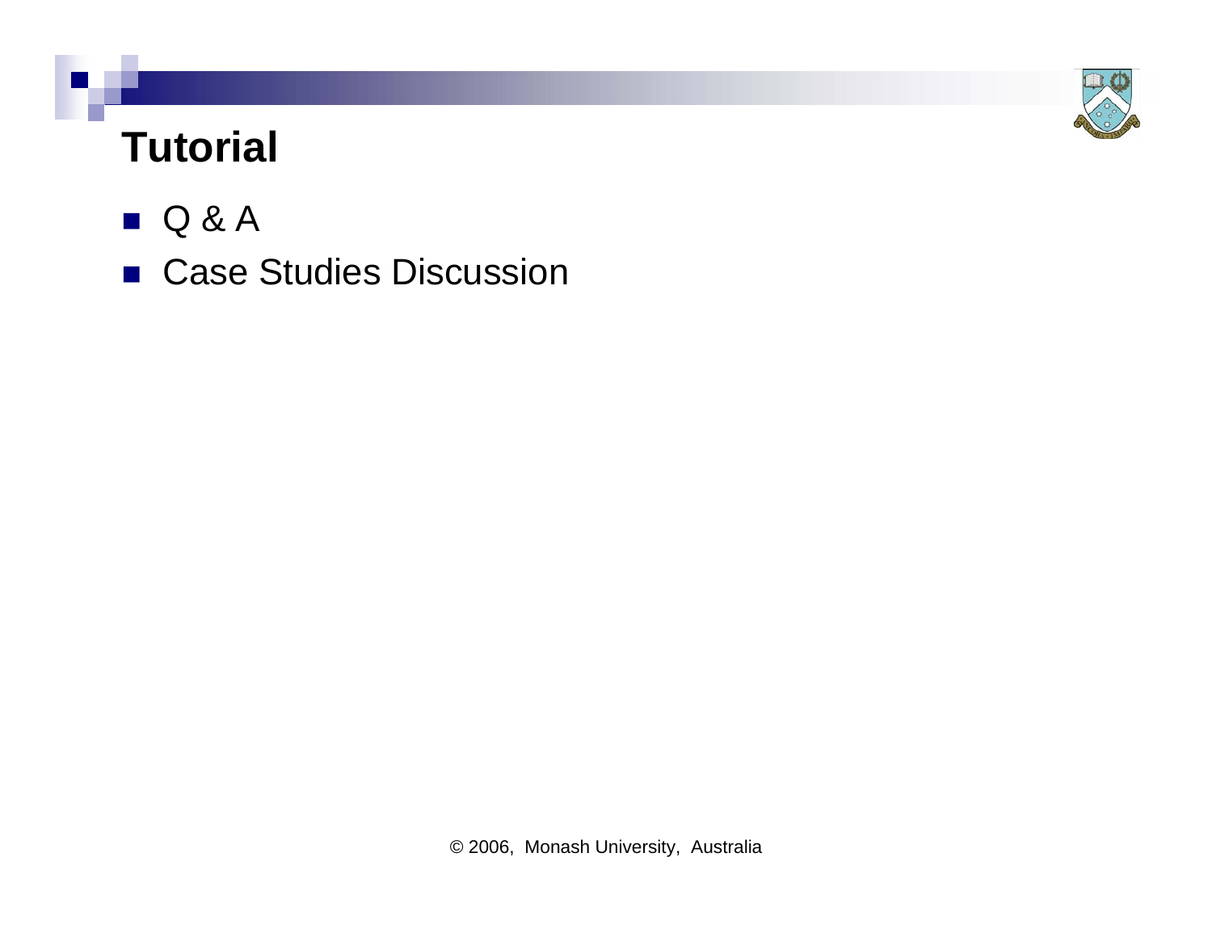# Tutorial

- Q & A
- Case Studies Discussion